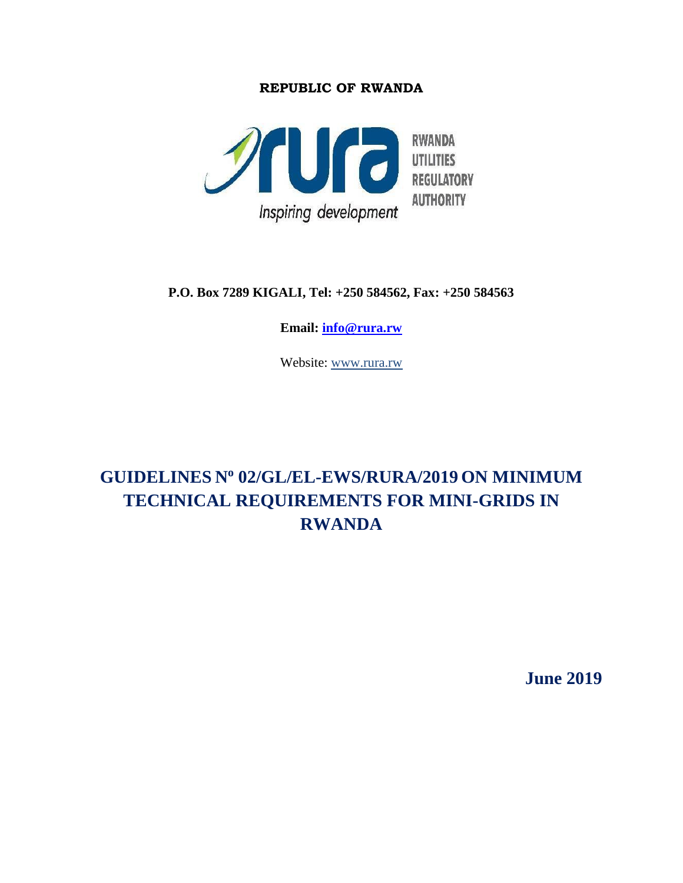**REPUBLIC OF RWANDA**

RWANDA UTILITIES REGULATORY AUTHORITY

Inspiring development

**P.O. Box 7289 KIGALI, Tel: +250 584562, Fax: +250 584563**

**Email: info@rura.rw**

Website: www.rura.rw

# GUIDELINES Nº 02/GL/EL-EWS/RURA/2019 ON MINIMUM TECHNICAL REQUIREMENTS FOR MINI-GRIDS IN RWANDA

**June 2019**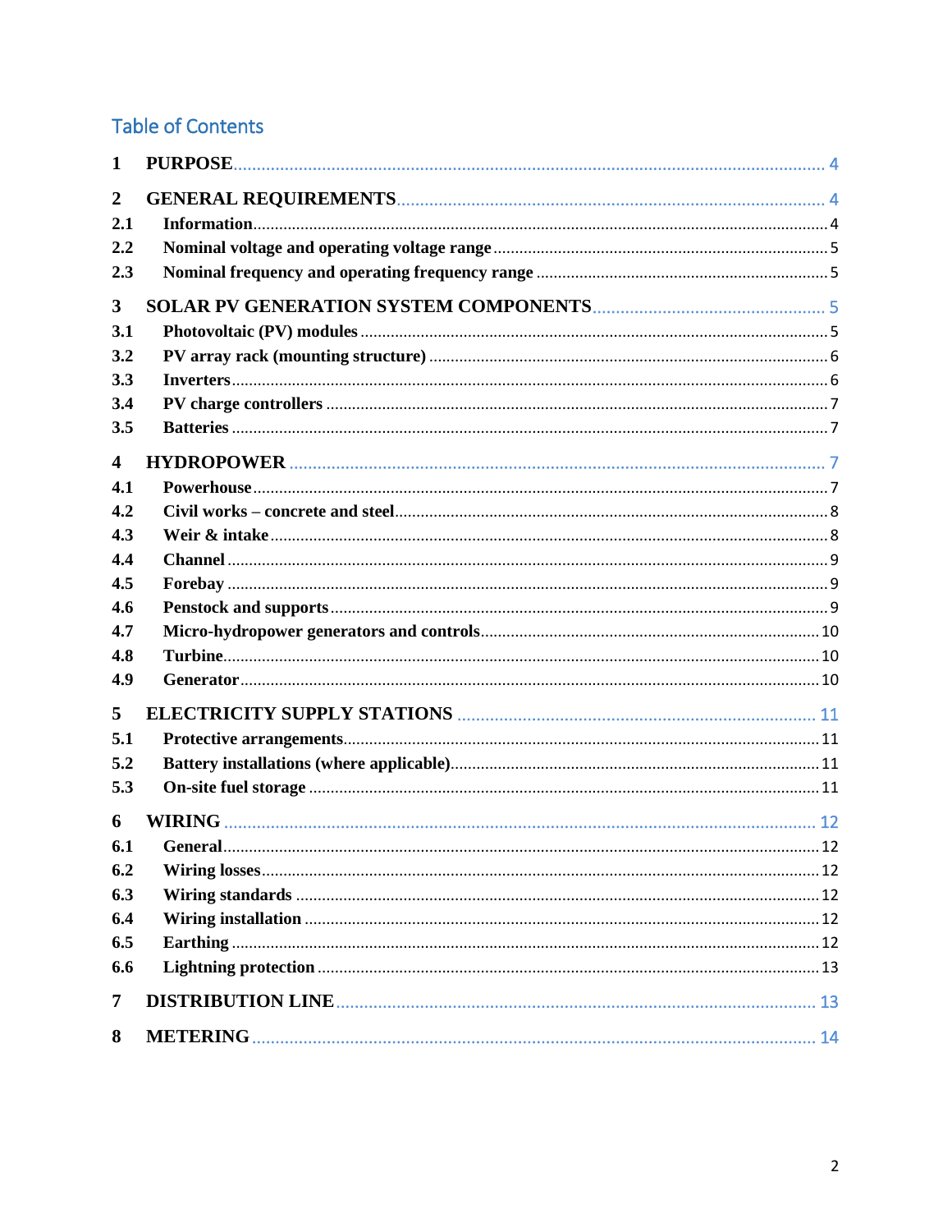# Table of Contents

1 PURPOSE ..... 4

2 GENERAL REQUIREMENTS ..... 4

- 2.1 Information ..... 4
- 2.2 Nominal voltage and operating voltage range ..... 5
- 2.3 Nominal frequency and operating frequency range ..... 5

3 SOLAR PV GENERATION SYSTEM COMPONENTS ..... 5

- 3.1 Photovoltaic (PV) modules ..... 5
- 3.2 PV array rack (mounting structure) ..... 6
- 3.3 Inverters ..... 6
- 3.4 PV charge controllers ..... 7
- 3.5 Batteries ..... 7

4 HYDROPOWER ..... 7

- 4.1 Powerhouse ..... 7
- 4.2 Civil works – concrete and steel ..... 8
- 4.3 Weir & intake ..... 8
- 4.4 Channel ..... 9
- 4.5 Forebay ..... 9
- 4.6 Penstock and supports ..... 9
- 4.7 Micro-hydropower generators and controls ..... 10
- 4.8 Turbine ..... 10
- 4.9 Generator ..... 10

5 ELECTRICITY SUPPLY STATIONS ..... 11

- 5.1 Protective arrangements ..... 11
- 5.2 Battery installations (where applicable) ..... 11
- 5.3 On-site fuel storage ..... 11

6 WIRING ..... 12

- 6.1 General ..... 12
- 6.2 Wiring losses ..... 12
- 6.3 Wiring standards ..... 12
- 6.4 Wiring installation ..... 12
- 6.5 Earthing ..... 12
- 6.6 Lightning protection ..... 13

7 DISTRIBUTION LINE ..... 13

8 METERING ..... 14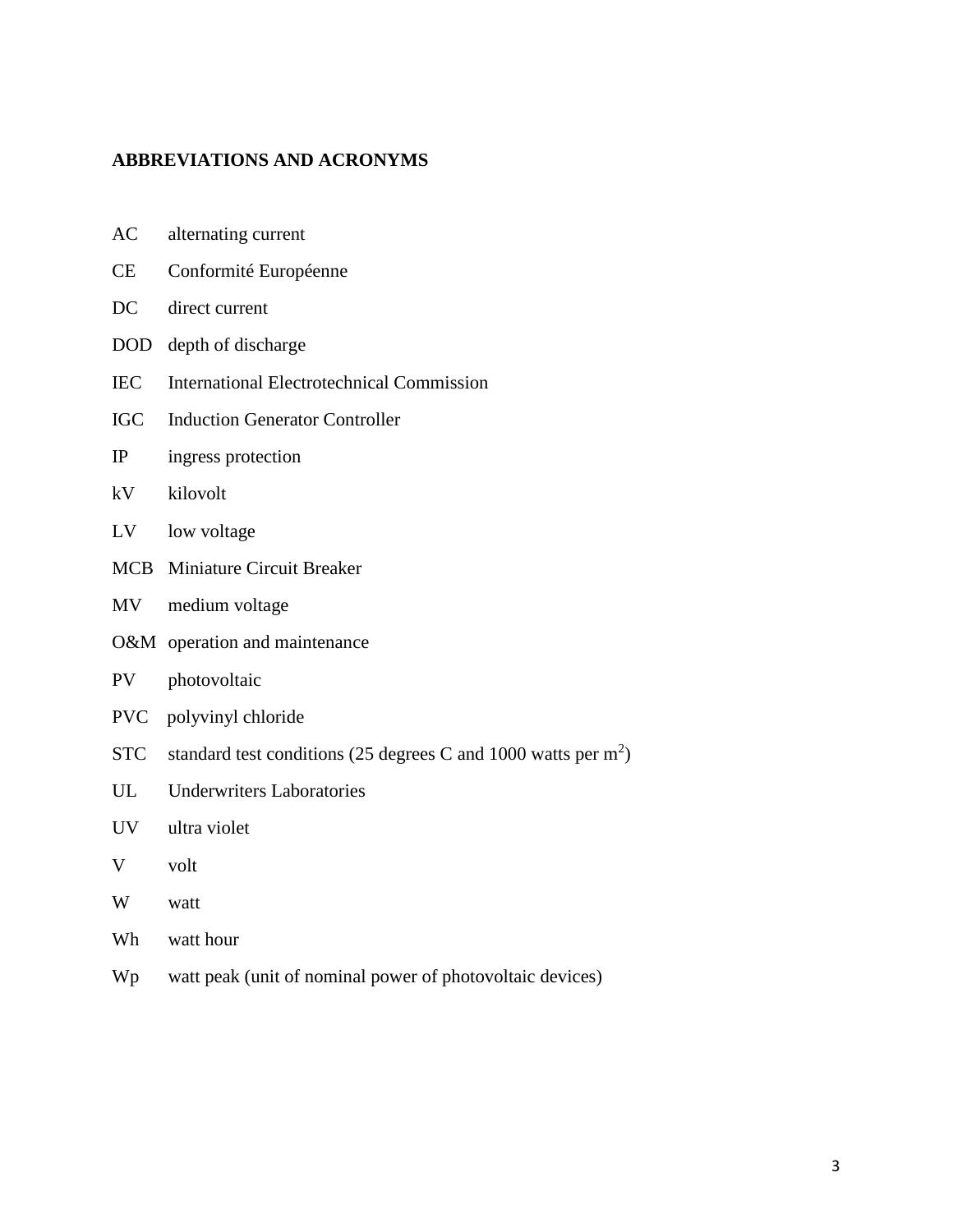## ABBREVIATIONS AND ACRONYMS

| | |
|---|---|
| AC | alternating current |
| CE | Conformité Européenne |
| DC | direct current |
| DOD | depth of discharge |
| IEC | International Electrotechnical Commission |
| IGC | Induction Generator Controller |
| IP | ingress protection |
| kV | kilovolt |
| LV | low voltage |
| MCB | Miniature Circuit Breaker |
| MV | medium voltage |
| O&M | operation and maintenance |
| PV | photovoltaic |
| PVC | polyvinyl chloride |
| STC | standard test conditions (25 degrees C and 1000 watts per $m^2$) |
| UL | Underwriters Laboratories |
| UV | ultra violet |
| V | volt |
| W | watt |
| Wh | watt hour |
| Wp | watt peak (unit of nominal power of photovoltaic devices) |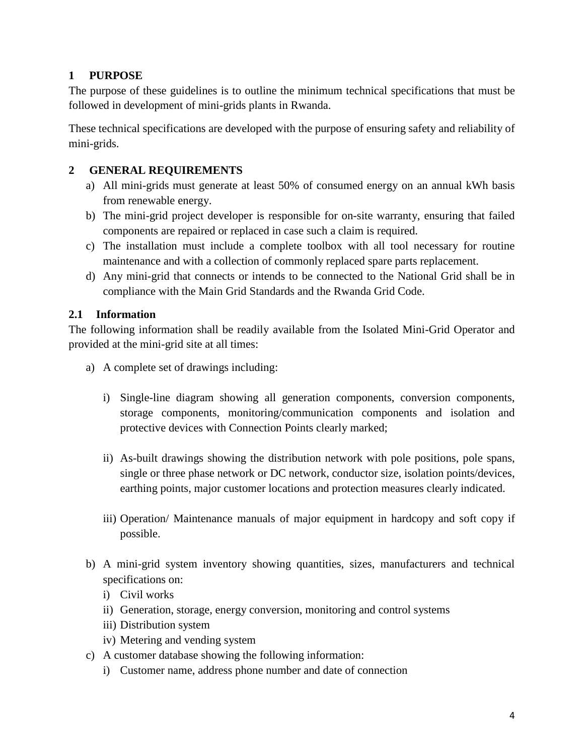## 1 PURPOSE

The purpose of these guidelines is to outline the minimum technical specifications that must be followed in development of mini-grids plants in Rwanda.

These technical specifications are developed with the purpose of ensuring safety and reliability of mini-grids.

## 2 GENERAL REQUIREMENTS

a) All mini-grids must generate at least 50% of consumed energy on an annual kWh basis from renewable energy.
b) The mini-grid project developer is responsible for on-site warranty, ensuring that failed components are repaired or replaced in case such a claim is required.
c) The installation must include a complete toolbox with all tool necessary for routine maintenance and with a collection of commonly replaced spare parts replacement.
d) Any mini-grid that connects or intends to be connected to the National Grid shall be in compliance with the Main Grid Standards and the Rwanda Grid Code.

### 2.1 Information

The following information shall be readily available from the Isolated Mini-Grid Operator and provided at the mini-grid site at all times:

a) A complete set of drawings including:

   i) Single-line diagram showing all generation components, conversion components, storage components, monitoring/communication components and isolation and protective devices with Connection Points clearly marked;

   ii) As-built drawings showing the distribution network with pole positions, pole spans, single or three phase network or DC network, conductor size, isolation points/devices, earthing points, major customer locations and protection measures clearly indicated.

   iii) Operation/ Maintenance manuals of major equipment in hardcopy and soft copy if possible.

b) A mini-grid system inventory showing quantities, sizes, manufacturers and technical specifications on:
   i) Civil works
   ii) Generation, storage, energy conversion, monitoring and control systems
   iii) Distribution system
   iv) Metering and vending system
c) A customer database showing the following information:
   i) Customer name, address phone number and date of connection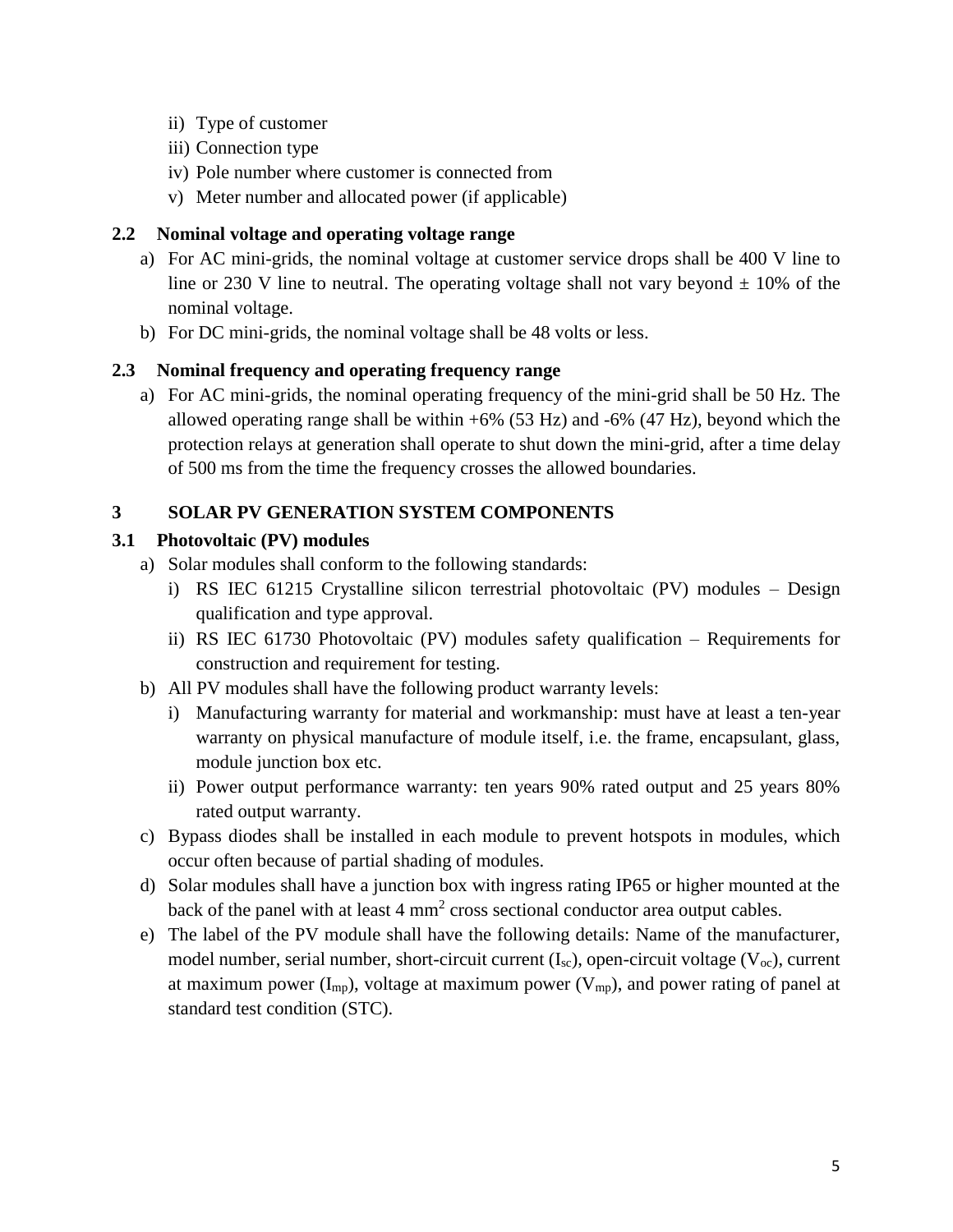ii) Type of customer  
iii) Connection type  
iv) Pole number where customer is connected from  
v) Meter number and allocated power (if applicable)

### 2.2 Nominal voltage and operating voltage range

a) For AC mini-grids, the nominal voltage at customer service drops shall be 400 V line to line or 230 V line to neutral. The operating voltage shall not vary beyond ± 10% of the nominal voltage.

b) For DC mini-grids, the nominal voltage shall be 48 volts or less.

### 2.3 Nominal frequency and operating frequency range

a) For AC mini-grids, the nominal operating frequency of the mini-grid shall be 50 Hz. The allowed operating range shall be within +6% (53 Hz) and -6% (47 Hz), beyond which the protection relays at generation shall operate to shut down the mini-grid, after a time delay of 500 ms from the time the frequency crosses the allowed boundaries.

## 3 SOLAR PV GENERATION SYSTEM COMPONENTS

### 3.1 Photovoltaic (PV) modules

a) Solar modules shall conform to the following standards:
   i) RS IEC 61215 Crystalline silicon terrestrial photovoltaic (PV) modules – Design qualification and type approval.
   ii) RS IEC 61730 Photovoltaic (PV) modules safety qualification – Requirements for construction and requirement for testing.

b) All PV modules shall have the following product warranty levels:
   i) Manufacturing warranty for material and workmanship: must have at least a ten-year warranty on physical manufacture of module itself, i.e. the frame, encapsulant, glass, module junction box etc.
   ii) Power output performance warranty: ten years 90% rated output and 25 years 80% rated output warranty.

c) Bypass diodes shall be installed in each module to prevent hotspots in modules, which occur often because of partial shading of modules.

d) Solar modules shall have a junction box with ingress rating IP65 or higher mounted at the back of the panel with at least 4 $mm^2$ cross sectional conductor area output cables.

e) The label of the PV module shall have the following details: Name of the manufacturer, model number, serial number, short-circuit current ($I_{sc}$), open-circuit voltage ($V_{oc}$), current at maximum power ($I_{mp}$), voltage at maximum power ($V_{mp}$), and power rating of panel at standard test condition (STC).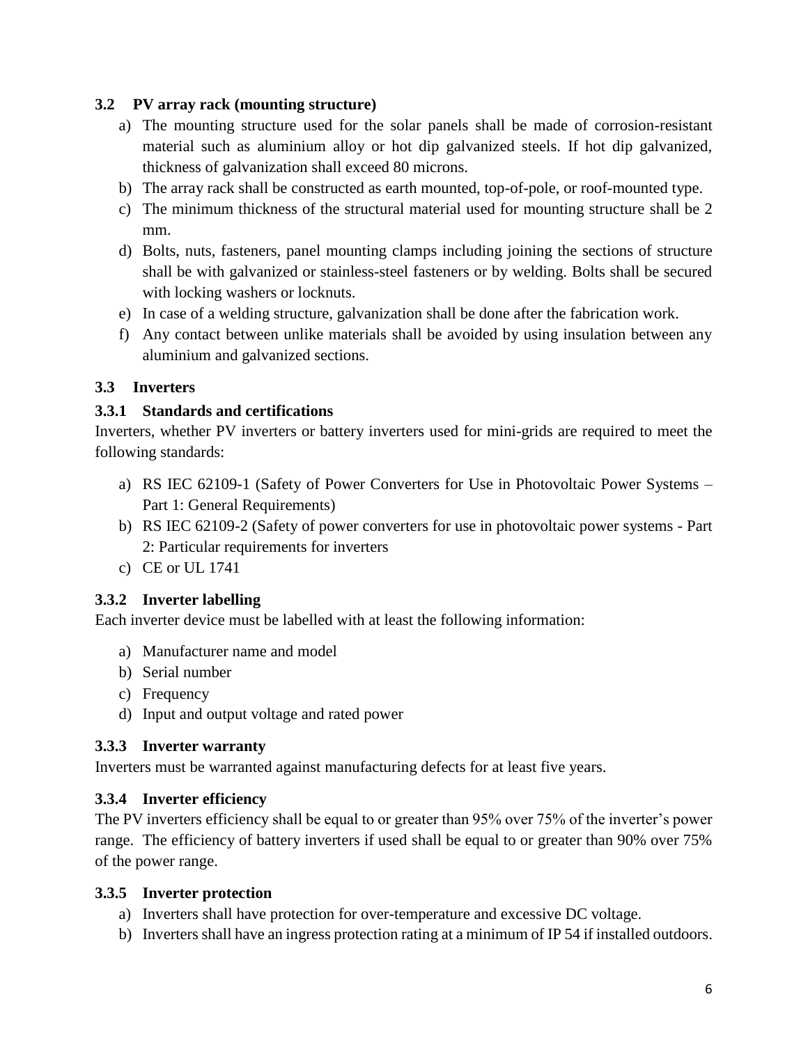### 3.2 PV array rack (mounting structure)

a) The mounting structure used for the solar panels shall be made of corrosion-resistant material such as aluminium alloy or hot dip galvanized steels. If hot dip galvanized, thickness of galvanization shall exceed 80 microns.
b) The array rack shall be constructed as earth mounted, top-of-pole, or roof-mounted type.
c) The minimum thickness of the structural material used for mounting structure shall be 2 mm.
d) Bolts, nuts, fasteners, panel mounting clamps including joining the sections of structure shall be with galvanized or stainless-steel fasteners or by welding. Bolts shall be secured with locking washers or locknuts.
e) In case of a welding structure, galvanization shall be done after the fabrication work.
f) Any contact between unlike materials shall be avoided by using insulation between any aluminium and galvanized sections.

### 3.3 Inverters

#### 3.3.1 Standards and certifications

Inverters, whether PV inverters or battery inverters used for mini-grids are required to meet the following standards:

a) RS IEC 62109-1 (Safety of Power Converters for Use in Photovoltaic Power Systems – Part 1: General Requirements)
b) RS IEC 62109-2 (Safety of power converters for use in photovoltaic power systems - Part 2: Particular requirements for inverters
c) CE or UL 1741

#### 3.3.2 Inverter labelling

Each inverter device must be labelled with at least the following information:

a) Manufacturer name and model
b) Serial number
c) Frequency
d) Input and output voltage and rated power

#### 3.3.3 Inverter warranty

Inverters must be warranted against manufacturing defects for at least five years.

#### 3.3.4 Inverter efficiency

The PV inverters efficiency shall be equal to or greater than 95% over 75% of the inverter's power range. The efficiency of battery inverters if used shall be equal to or greater than 90% over 75% of the power range.

#### 3.3.5 Inverter protection

a) Inverters shall have protection for over-temperature and excessive DC voltage.
b) Inverters shall have an ingress protection rating at a minimum of IP 54 if installed outdoors.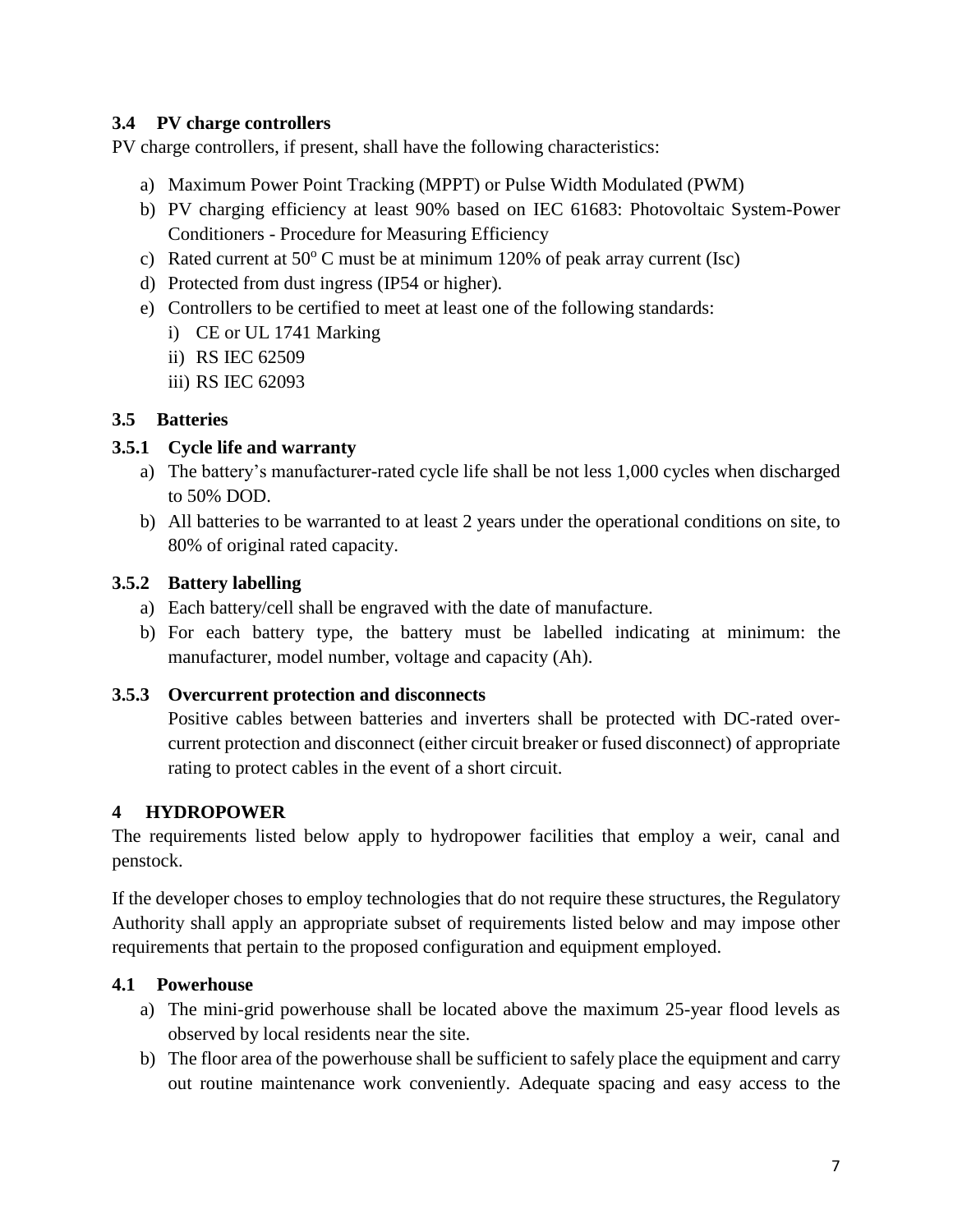### 3.4 PV charge controllers

PV charge controllers, if present, shall have the following characteristics:

a) Maximum Power Point Tracking (MPPT) or Pulse Width Modulated (PWM)
b) PV charging efficiency at least 90% based on IEC 61683: Photovoltaic System-Power Conditioners - Procedure for Measuring Efficiency
c) Rated current at $50^o$ C must be at minimum 120% of peak array current (Isc)
d) Protected from dust ingress (IP54 or higher).
e) Controllers to be certified to meet at least one of the following standards:
   i) CE or UL 1741 Marking
   ii) RS IEC 62509
   iii) RS IEC 62093

### 3.5 Batteries

#### 3.5.1 Cycle life and warranty

a) The battery's manufacturer-rated cycle life shall be not less 1,000 cycles when discharged to 50% DOD.
b) All batteries to be warranted to at least 2 years under the operational conditions on site, to 80% of original rated capacity.

#### 3.5.2 Battery labelling

a) Each battery/cell shall be engraved with the date of manufacture.
b) For each battery type, the battery must be labelled indicating at minimum: the manufacturer, model number, voltage and capacity (Ah).

#### 3.5.3 Overcurrent protection and disconnects

Positive cables between batteries and inverters shall be protected with DC-rated over-current protection and disconnect (either circuit breaker or fused disconnect) of appropriate rating to protect cables in the event of a short circuit.

## 4 HYDROPOWER

The requirements listed below apply to hydropower facilities that employ a weir, canal and penstock.

If the developer choses to employ technologies that do not require these structures, the Regulatory Authority shall apply an appropriate subset of requirements listed below and may impose other requirements that pertain to the proposed configuration and equipment employed.

### 4.1 Powerhouse

a) The mini-grid powerhouse shall be located above the maximum 25-year flood levels as observed by local residents near the site.
b) The floor area of the powerhouse shall be sufficient to safely place the equipment and carry out routine maintenance work conveniently. Adequate spacing and easy access to the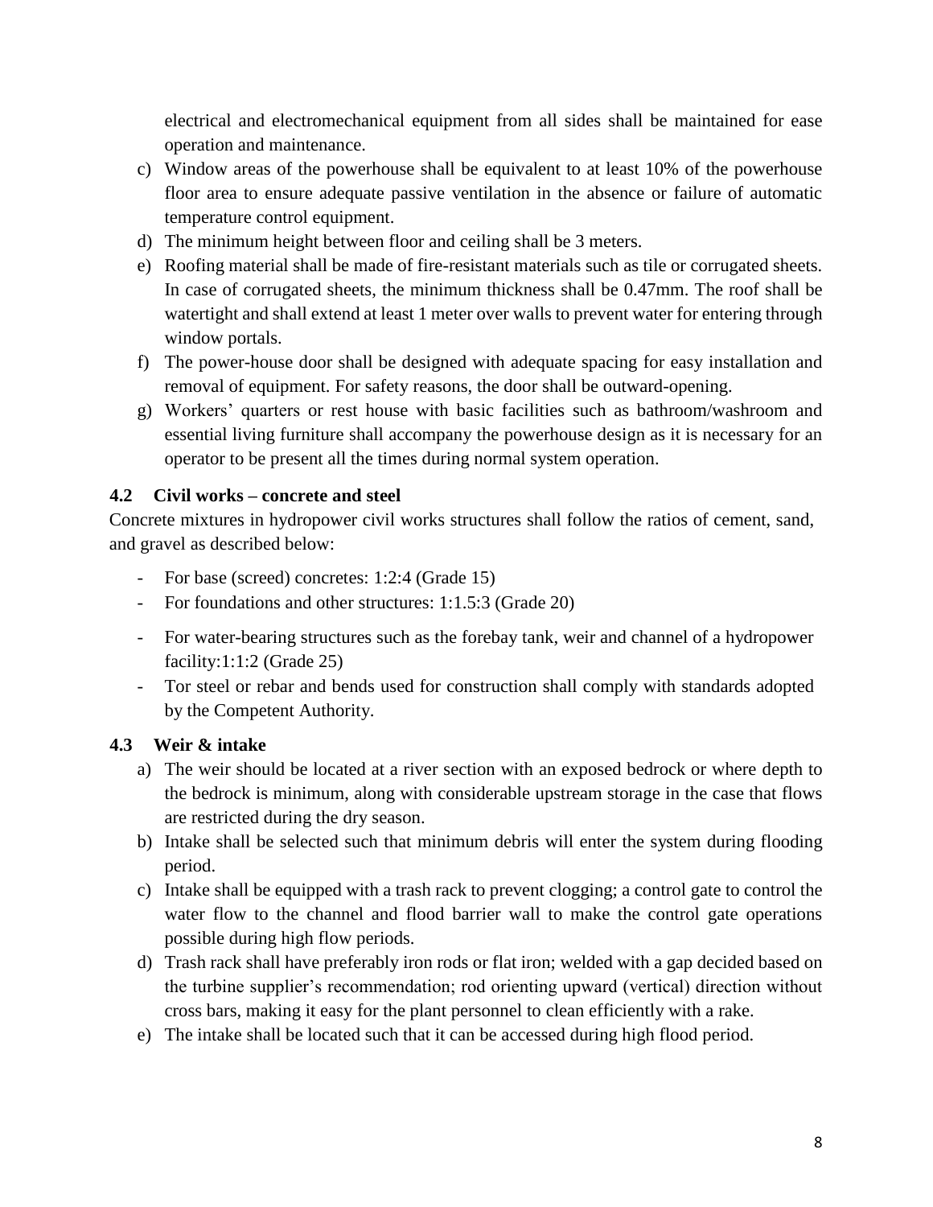electrical and electromechanical equipment from all sides shall be maintained for ease operation and maintenance.

c) Window areas of the powerhouse shall be equivalent to at least 10% of the powerhouse floor area to ensure adequate passive ventilation in the absence or failure of automatic temperature control equipment.
d) The minimum height between floor and ceiling shall be 3 meters.
e) Roofing material shall be made of fire-resistant materials such as tile or corrugated sheets. In case of corrugated sheets, the minimum thickness shall be 0.47mm. The roof shall be watertight and shall extend at least 1 meter over walls to prevent water for entering through window portals.
f) The power-house door shall be designed with adequate spacing for easy installation and removal of equipment. For safety reasons, the door shall be outward-opening.
g) Workers' quarters or rest house with basic facilities such as bathroom/washroom and essential living furniture shall accompany the powerhouse design as it is necessary for an operator to be present all the times during normal system operation.

### 4.2 Civil works – concrete and steel

Concrete mixtures in hydropower civil works structures shall follow the ratios of cement, sand, and gravel as described below:

- For base (screed) concretes: 1:2:4 (Grade 15)
- For foundations and other structures: 1:1.5:3 (Grade 20)
- For water-bearing structures such as the forebay tank, weir and channel of a hydropower facility:1:1:2 (Grade 25)
- Tor steel or rebar and bends used for construction shall comply with standards adopted by the Competent Authority.

### 4.3 Weir & intake

a) The weir should be located at a river section with an exposed bedrock or where depth to the bedrock is minimum, along with considerable upstream storage in the case that flows are restricted during the dry season.
b) Intake shall be selected such that minimum debris will enter the system during flooding period.
c) Intake shall be equipped with a trash rack to prevent clogging; a control gate to control the water flow to the channel and flood barrier wall to make the control gate operations possible during high flow periods.
d) Trash rack shall have preferably iron rods or flat iron; welded with a gap decided based on the turbine supplier's recommendation; rod orienting upward (vertical) direction without cross bars, making it easy for the plant personnel to clean efficiently with a rake.
e) The intake shall be located such that it can be accessed during high flood period.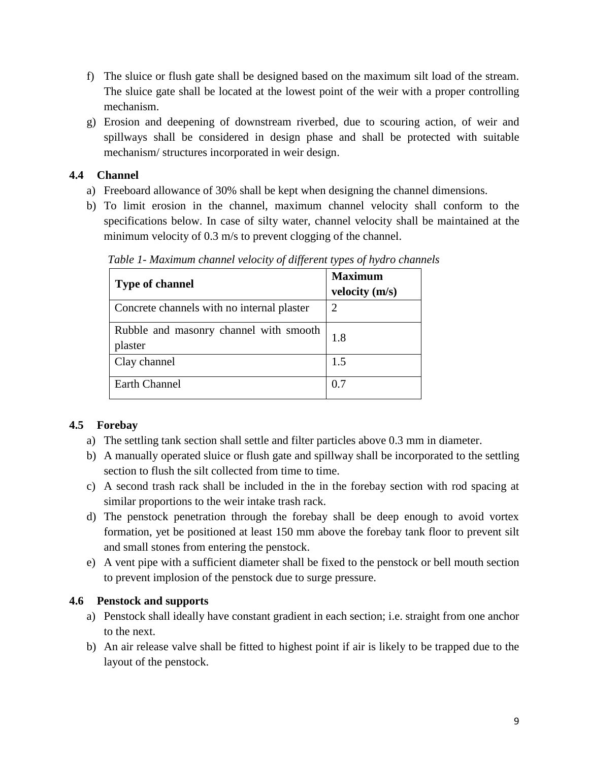f) The sluice or flush gate shall be designed based on the maximum silt load of the stream. The sluice gate shall be located at the lowest point of the weir with a proper controlling mechanism.

g) Erosion and deepening of downstream riverbed, due to scouring action, of weir and spillways shall be considered in design phase and shall be protected with suitable mechanism/ structures incorporated in weir design.

### 4.4 Channel

a) Freeboard allowance of 30% shall be kept when designing the channel dimensions.

b) To limit erosion in the channel, maximum channel velocity shall conform to the specifications below. In case of silty water, channel velocity shall be maintained at the minimum velocity of 0.3 m/s to prevent clogging of the channel.

*Table 1- Maximum channel velocity of different types of hydro channels*

| Type of channel | Maximum velocity (m/s) |
| --- | --- |
| Concrete channels with no internal plaster | 2 |
| Rubble and masonry channel with smooth plaster | 1.8 |
| Clay channel | 1.5 |
| Earth Channel | 0.7 |

### 4.5 Forebay

a) The settling tank section shall settle and filter particles above 0.3 mm in diameter.

b) A manually operated sluice or flush gate and spillway shall be incorporated to the settling section to flush the silt collected from time to time.

c) A second trash rack shall be included in the in the forebay section with rod spacing at similar proportions to the weir intake trash rack.

d) The penstock penetration through the forebay shall be deep enough to avoid vortex formation, yet be positioned at least 150 mm above the forebay tank floor to prevent silt and small stones from entering the penstock.

e) A vent pipe with a sufficient diameter shall be fixed to the penstock or bell mouth section to prevent implosion of the penstock due to surge pressure.

### 4.6 Penstock and supports

a) Penstock shall ideally have constant gradient in each section; i.e. straight from one anchor to the next.

b) An air release valve shall be fitted to highest point if air is likely to be trapped due to the layout of the penstock.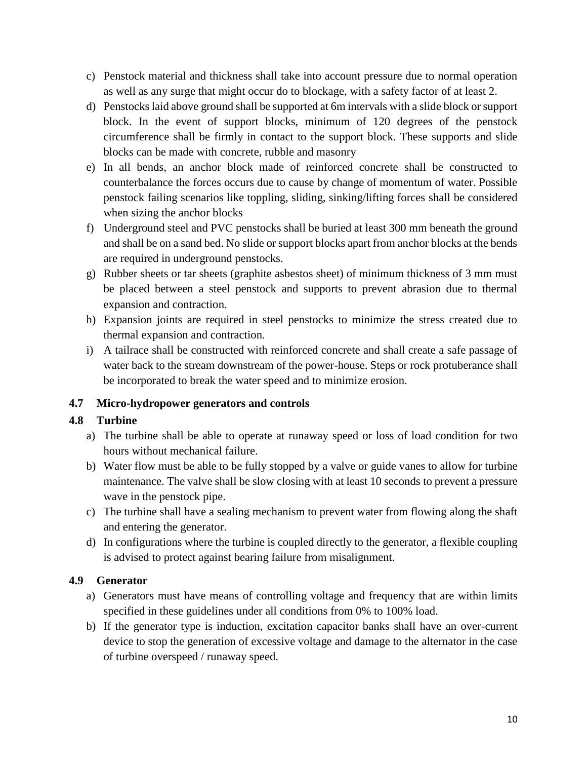c) Penstock material and thickness shall take into account pressure due to normal operation as well as any surge that might occur do to blockage, with a safety factor of at least 2.

d) Penstocks laid above ground shall be supported at 6m intervals with a slide block or support block. In the event of support blocks, minimum of 120 degrees of the penstock circumference shall be firmly in contact to the support block. These supports and slide blocks can be made with concrete, rubble and masonry

e) In all bends, an anchor block made of reinforced concrete shall be constructed to counterbalance the forces occurs due to cause by change of momentum of water. Possible penstock failing scenarios like toppling, sliding, sinking/lifting forces shall be considered when sizing the anchor blocks

f) Underground steel and PVC penstocks shall be buried at least 300 mm beneath the ground and shall be on a sand bed. No slide or support blocks apart from anchor blocks at the bends are required in underground penstocks.

g) Rubber sheets or tar sheets (graphite asbestos sheet) of minimum thickness of 3 mm must be placed between a steel penstock and supports to prevent abrasion due to thermal expansion and contraction.

h) Expansion joints are required in steel penstocks to minimize the stress created due to thermal expansion and contraction.

i) A tailrace shall be constructed with reinforced concrete and shall create a safe passage of water back to the stream downstream of the power-house. Steps or rock protuberance shall be incorporated to break the water speed and to minimize erosion.

### 4.7 Micro-hydropower generators and controls

### 4.8 Turbine

a) The turbine shall be able to operate at runaway speed or loss of load condition for two hours without mechanical failure.

b) Water flow must be able to be fully stopped by a valve or guide vanes to allow for turbine maintenance. The valve shall be slow closing with at least 10 seconds to prevent a pressure wave in the penstock pipe.

c) The turbine shall have a sealing mechanism to prevent water from flowing along the shaft and entering the generator.

d) In configurations where the turbine is coupled directly to the generator, a flexible coupling is advised to protect against bearing failure from misalignment.

### 4.9 Generator

a) Generators must have means of controlling voltage and frequency that are within limits specified in these guidelines under all conditions from 0% to 100% load.

b) If the generator type is induction, excitation capacitor banks shall have an over-current device to stop the generation of excessive voltage and damage to the alternator in the case of turbine overspeed / runaway speed.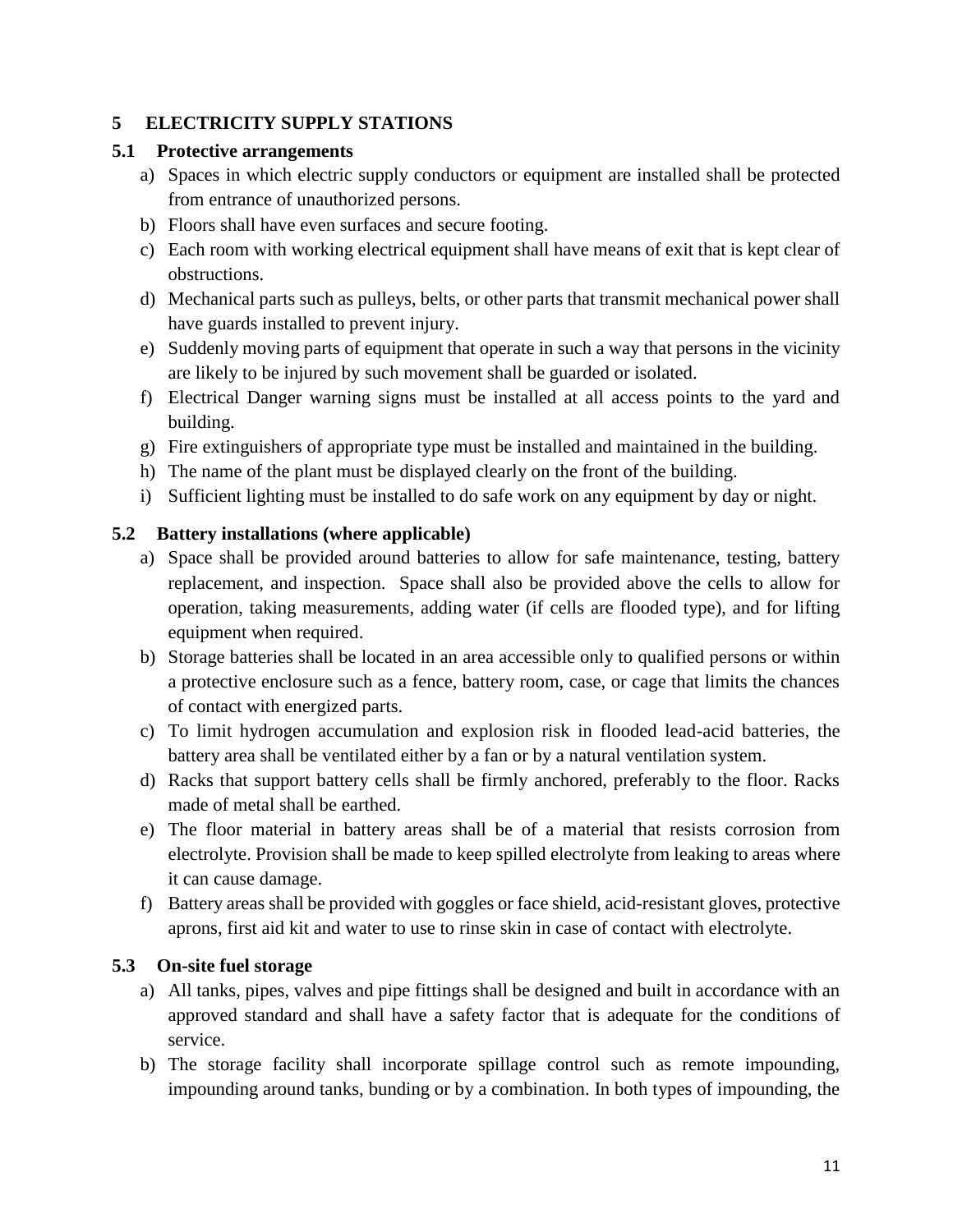## 5 ELECTRICITY SUPPLY STATIONS

### 5.1 Protective arrangements

a) Spaces in which electric supply conductors or equipment are installed shall be protected from entrance of unauthorized persons.
b) Floors shall have even surfaces and secure footing.
c) Each room with working electrical equipment shall have means of exit that is kept clear of obstructions.
d) Mechanical parts such as pulleys, belts, or other parts that transmit mechanical power shall have guards installed to prevent injury.
e) Suddenly moving parts of equipment that operate in such a way that persons in the vicinity are likely to be injured by such movement shall be guarded or isolated.
f) Electrical Danger warning signs must be installed at all access points to the yard and building.
g) Fire extinguishers of appropriate type must be installed and maintained in the building.
h) The name of the plant must be displayed clearly on the front of the building.
i) Sufficient lighting must be installed to do safe work on any equipment by day or night.

### 5.2 Battery installations (where applicable)

a) Space shall be provided around batteries to allow for safe maintenance, testing, battery replacement, and inspection. Space shall also be provided above the cells to allow for operation, taking measurements, adding water (if cells are flooded type), and for lifting equipment when required.
b) Storage batteries shall be located in an area accessible only to qualified persons or within a protective enclosure such as a fence, battery room, case, or cage that limits the chances of contact with energized parts.
c) To limit hydrogen accumulation and explosion risk in flooded lead-acid batteries, the battery area shall be ventilated either by a fan or by a natural ventilation system.
d) Racks that support battery cells shall be firmly anchored, preferably to the floor. Racks made of metal shall be earthed.
e) The floor material in battery areas shall be of a material that resists corrosion from electrolyte. Provision shall be made to keep spilled electrolyte from leaking to areas where it can cause damage.
f) Battery areas shall be provided with goggles or face shield, acid-resistant gloves, protective aprons, first aid kit and water to use to rinse skin in case of contact with electrolyte.

### 5.3 On-site fuel storage

a) All tanks, pipes, valves and pipe fittings shall be designed and built in accordance with an approved standard and shall have a safety factor that is adequate for the conditions of service.
b) The storage facility shall incorporate spillage control such as remote impounding, impounding around tanks, bunding or by a combination. In both types of impounding, the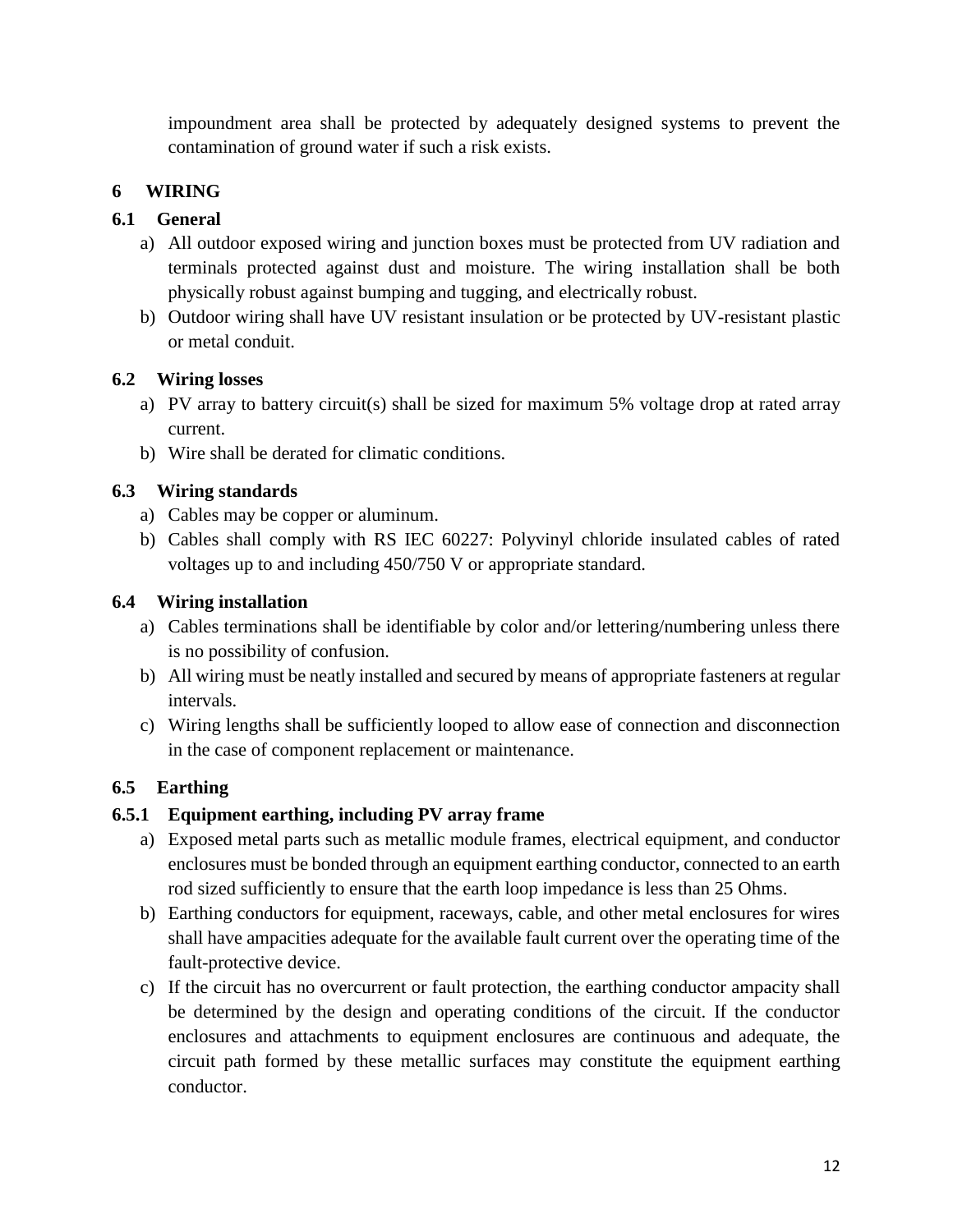impoundment area shall be protected by adequately designed systems to prevent the contamination of ground water if such a risk exists.

# 6 WIRING

## 6.1 General

a) All outdoor exposed wiring and junction boxes must be protected from UV radiation and terminals protected against dust and moisture. The wiring installation shall be both physically robust against bumping and tugging, and electrically robust.
b) Outdoor wiring shall have UV resistant insulation or be protected by UV-resistant plastic or metal conduit.

## 6.2 Wiring losses

a) PV array to battery circuit(s) shall be sized for maximum 5% voltage drop at rated array current.
b) Wire shall be derated for climatic conditions.

## 6.3 Wiring standards

a) Cables may be copper or aluminum.
b) Cables shall comply with RS IEC 60227: Polyvinyl chloride insulated cables of rated voltages up to and including 450/750 V or appropriate standard.

## 6.4 Wiring installation

a) Cables terminations shall be identifiable by color and/or lettering/numbering unless there is no possibility of confusion.
b) All wiring must be neatly installed and secured by means of appropriate fasteners at regular intervals.
c) Wiring lengths shall be sufficiently looped to allow ease of connection and disconnection in the case of component replacement or maintenance.

## 6.5 Earthing

### 6.5.1 Equipment earthing, including PV array frame

a) Exposed metal parts such as metallic module frames, electrical equipment, and conductor enclosures must be bonded through an equipment earthing conductor, connected to an earth rod sized sufficiently to ensure that the earth loop impedance is less than 25 Ohms.
b) Earthing conductors for equipment, raceways, cable, and other metal enclosures for wires shall have ampacities adequate for the available fault current over the operating time of the fault-protective device.
c) If the circuit has no overcurrent or fault protection, the earthing conductor ampacity shall be determined by the design and operating conditions of the circuit. If the conductor enclosures and attachments to equipment enclosures are continuous and adequate, the circuit path formed by these metallic surfaces may constitute the equipment earthing conductor.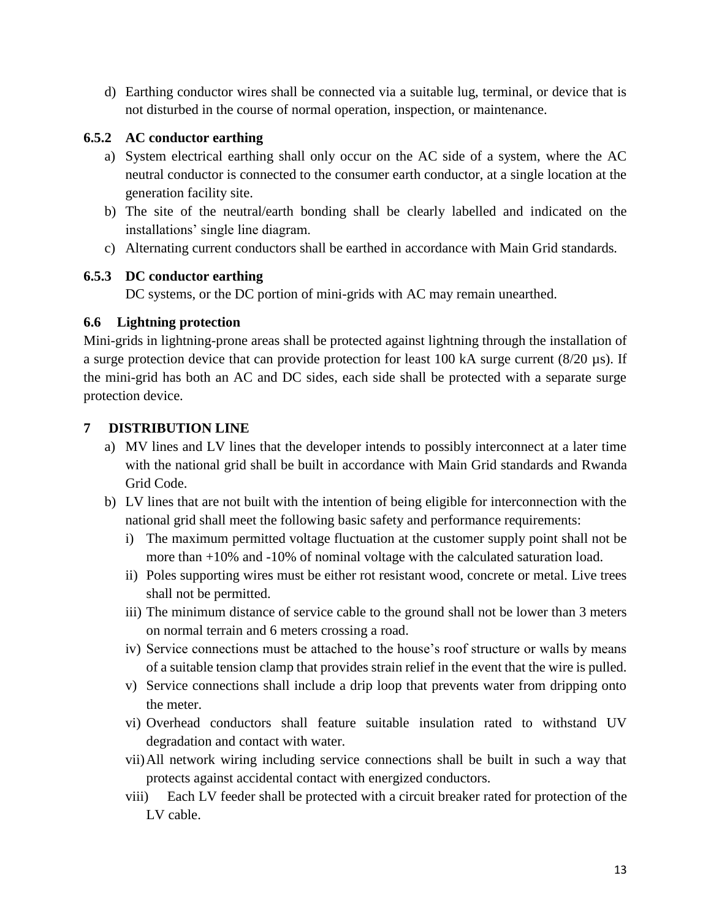d) Earthing conductor wires shall be connected via a suitable lug, terminal, or device that is not disturbed in the course of normal operation, inspection, or maintenance.

### 6.5.2 AC conductor earthing

a) System electrical earthing shall only occur on the AC side of a system, where the AC neutral conductor is connected to the consumer earth conductor, at a single location at the generation facility site.

b) The site of the neutral/earth bonding shall be clearly labelled and indicated on the installations' single line diagram.

c) Alternating current conductors shall be earthed in accordance with Main Grid standards.

### 6.5.3 DC conductor earthing

DC systems, or the DC portion of mini-grids with AC may remain unearthed.

## 6.6 Lightning protection

Mini-grids in lightning-prone areas shall be protected against lightning through the installation of a surge protection device that can provide protection for least 100 kA surge current (8/20 µs). If the mini-grid has both an AC and DC sides, each side shall be protected with a separate surge protection device.

# 7 DISTRIBUTION LINE

a) MV lines and LV lines that the developer intends to possibly interconnect at a later time with the national grid shall be built in accordance with Main Grid standards and Rwanda Grid Code.

b) LV lines that are not built with the intention of being eligible for interconnection with the national grid shall meet the following basic safety and performance requirements:

   i) The maximum permitted voltage fluctuation at the customer supply point shall not be more than +10% and -10% of nominal voltage with the calculated saturation load.

   ii) Poles supporting wires must be either rot resistant wood, concrete or metal. Live trees shall not be permitted.

   iii) The minimum distance of service cable to the ground shall not be lower than 3 meters on normal terrain and 6 meters crossing a road.

   iv) Service connections must be attached to the house's roof structure or walls by means of a suitable tension clamp that provides strain relief in the event that the wire is pulled.

   v) Service connections shall include a drip loop that prevents water from dripping onto the meter.

   vi) Overhead conductors shall feature suitable insulation rated to withstand UV degradation and contact with water.

   vii) All network wiring including service connections shall be built in such a way that protects against accidental contact with energized conductors.

   viii) Each LV feeder shall be protected with a circuit breaker rated for protection of the LV cable.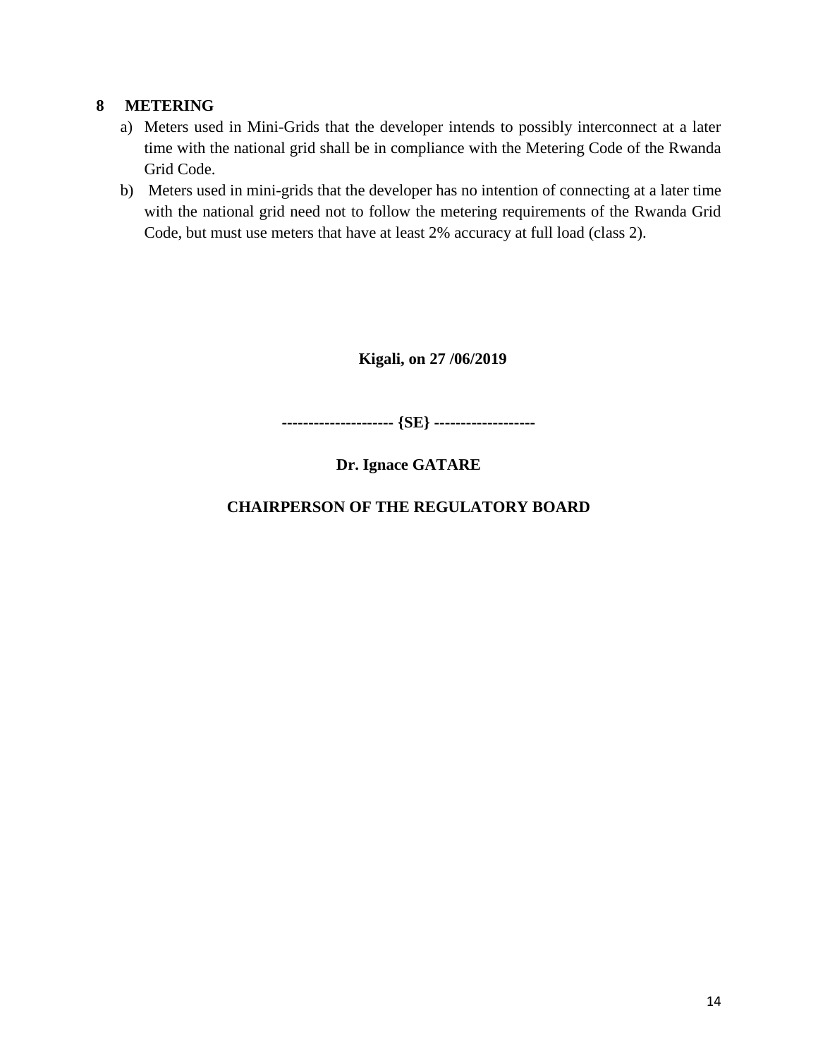## 8 METERING

a) Meters used in Mini-Grids that the developer intends to possibly interconnect at a later time with the national grid shall be in compliance with the Metering Code of the Rwanda Grid Code.

b) Meters used in mini-grids that the developer has no intention of connecting at a later time with the national grid need not to follow the metering requirements of the Rwanda Grid Code, but must use meters that have at least 2% accuracy at full load (class 2).

**Kigali, on 27 /06/2019**

**--------------------- {SE} -------------------**

**Dr. Ignace GATARE**

**CHAIRPERSON OF THE REGULATORY BOARD**